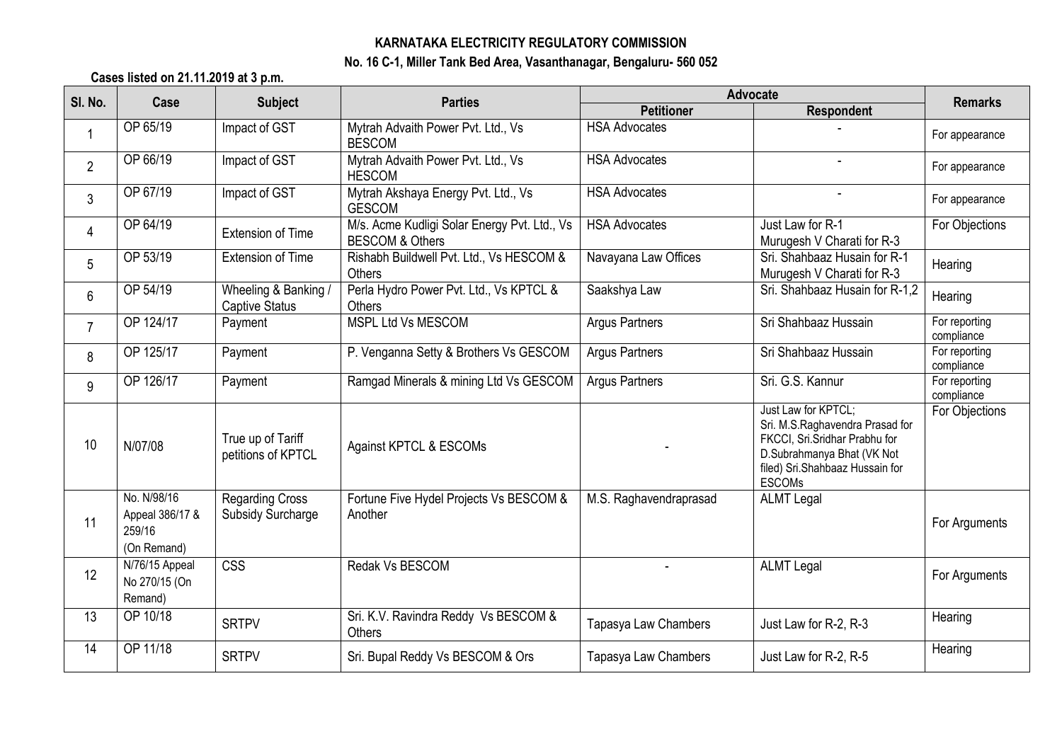**KARNATAKA ELECTRICITY REGULATORY COMMISSION**

**No. 16 C-1, Miller Tank Bed Area, Vasanthanagar, Bengaluru- 560 052**

**Cases listed on 21.11.2019 at 3 p.m.**

| Sl. No. | Case | Subject | Parties | Advocate | | Remarks |
|---|---|---|---|---|---|---|
| | | | | Petitioner | Respondent | |
| 1 | OP 65/19 | Impact of GST | Mytrah Advaith Power Pvt. Ltd., Vs BESCOM | HSA Advocates | - | For appearance |
| 2 | OP 66/19 | Impact of GST | Mytrah Advaith Power Pvt. Ltd., Vs HESCOM | HSA Advocates | - | For appearance |
| 3 | OP 67/19 | Impact of GST | Mytrah Akshaya Energy Pvt. Ltd., Vs GESCOM | HSA Advocates | - | For appearance |
| 4 | OP 64/19 | Extension of Time | M/s. Acme Kudligi Solar Energy Pvt. Ltd., Vs BESCOM & Others | HSA Advocates | Just Law for R-1 Murugesh V Charati for R-3 | For Objections |
| 5 | OP 53/19 | Extension of Time | Rishabh Buildwell Pvt. Ltd., Vs HESCOM & Others | Navayana Law Offices | Sri. Shahbaaz Husain for R-1 Murugesh V Charati for R-3 | Hearing |
| 6 | OP 54/19 | Wheeling & Banking / Captive Status | Perla Hydro Power Pvt. Ltd., Vs KPTCL & Others | Saakshya Law | Sri. Shahbaaz Husain for R-1,2 | Hearing |
| 7 | OP 124/17 | Payment | MSPL Ltd Vs MESCOM | Argus Partners | Sri Shahbaaz Hussain | For reporting compliance |
| 8 | OP 125/17 | Payment | P. Venganna Setty & Brothers Vs GESCOM | Argus Partners | Sri Shahbaaz Hussain | For reporting compliance |
| 9 | OP 126/17 | Payment | Ramgad Minerals & mining Ltd Vs GESCOM | Argus Partners | Sri. G.S. Kannur | For reporting compliance |
| 10 | N/07/08 | True up of Tariff petitions of KPTCL | Against KPTCL & ESCOMs | - | Just Law for KPTCL; Sri. M.S.Raghavendra Prasad for FKCCI, Sri.Sridhar Prabhu for D.Subrahmanya Bhat (VK Not filed) Sri.Shahbaaz Hussain for ESCOMs | For Objections |
| 11 | No. N/98/16 Appeal 386/17 & 259/16 (On Remand) | Regarding Cross Subsidy Surcharge | Fortune Five Hydel Projects Vs BESCOM & Another | M.S. Raghavendraprasad | ALMT Legal | For Arguments |
| 12 | N/76/15 Appeal No 270/15 (On Remand) | CSS | Redak Vs BESCOM | - | ALMT Legal | For Arguments |
| 13 | OP 10/18 | SRTPV | Sri. K.V. Ravindra Reddy Vs BESCOM & Others | Tapasya Law Chambers | Just Law for R-2, R-3 | Hearing |
| 14 | OP 11/18 | SRTPV | Sri. Bupal Reddy Vs BESCOM & Ors | Tapasya Law Chambers | Just Law for R-2, R-5 | Hearing |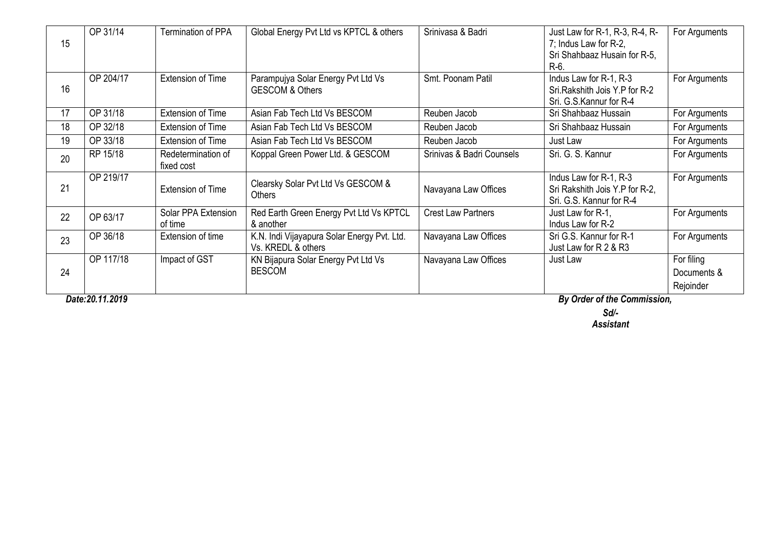| | | | | | | |
|---|---|---|---|---|---|---|
| 15 | OP 31/14 | Termination of PPA | Global Energy Pvt Ltd vs KPTCL & others | Srinivasa & Badri | Just Law for R-1, R-3, R-4, R-7; Indus Law for R-2, Sri Shahbaaz Husain for R-5, R-6. | For Arguments |
| 16 | OP 204/17 | Extension of Time | Parampujya Solar Energy Pvt Ltd Vs GESCOM & Others | Smt. Poonam Patil | Indus Law for R-1, R-3 Sri.Rakshith Jois Y.P for R-2 Sri. G.S.Kannur for R-4 | For Arguments |
| 17 | OP 31/18 | Extension of Time | Asian Fab Tech Ltd Vs BESCOM | Reuben Jacob | Sri Shahbaaz Hussain | For Arguments |
| 18 | OP 32/18 | Extension of Time | Asian Fab Tech Ltd Vs BESCOM | Reuben Jacob | Sri Shahbaaz Hussain | For Arguments |
| 19 | OP 33/18 | Extension of Time | Asian Fab Tech Ltd Vs BESCOM | Reuben Jacob | Just Law | For Arguments |
| 20 | RP 15/18 | Redetermination of fixed cost | Koppal Green Power Ltd. & GESCOM | Srinivas & Badri Counsels | Sri. G. S. Kannur | For Arguments |
| 21 | OP 219/17 | Extension of Time | Clearsky Solar Pvt Ltd Vs GESCOM & Others | Navayana Law Offices | Indus Law for R-1, R-3 Sri Rakshith Jois Y.P for R-2, Sri. G.S. Kannur for R-4 | For Arguments |
| 22 | OP 63/17 | Solar PPA Extension of time | Red Earth Green Energy Pvt Ltd Vs KPTCL & another | Crest Law Partners | Just Law for R-1, Indus Law for R-2 | For Arguments |
| 23 | OP 36/18 | Extension of time | K.N. Indi Vijayapura Solar Energy Pvt. Ltd. Vs. KREDL & others | Navayana Law Offices | Sri G.S. Kannur for R-1 Just Law for R 2 & R3 | For Arguments |
| 24 | OP 117/18 | Impact of GST | KN Bijapura Solar Energy Pvt Ltd Vs BESCOM | Navayana Law Offices | Just Law | For filing Documents & Rejoinder |

***Date:20.11.2019***

***By Order of the Commission,***

***Sd/-***

***Assistant***